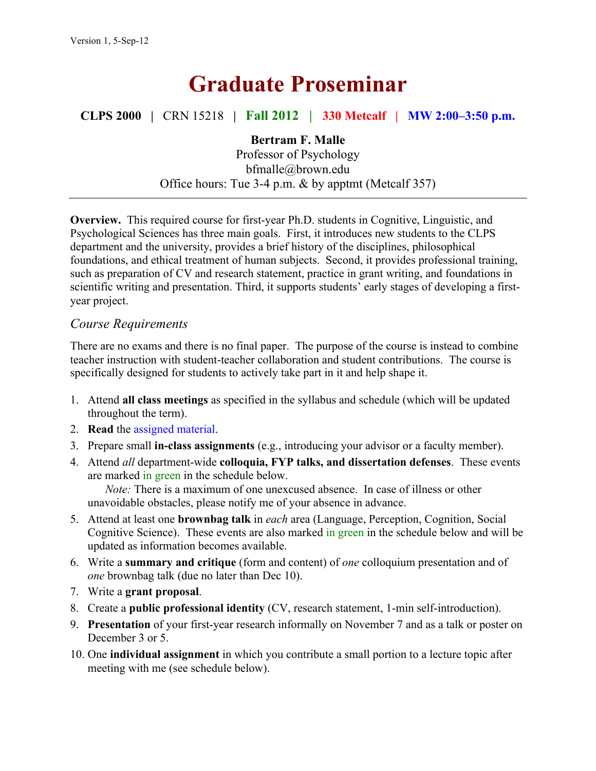Version 1, 5-Sep-12

# Graduate Proseminar

**CLPS 2000** | CRN 15218 | **Fall 2012** | **330 Metcalf** | **MW 2:00–3:50 p.m.**

**Bertram F. Malle**
Professor of Psychology
bfmalle@brown.edu
Office hours: Tue 3-4 p.m. & by apptmt (Metcalf 357)

---

**Overview.** This required course for first-year Ph.D. students in Cognitive, Linguistic, and Psychological Sciences has three main goals. First, it introduces new students to the CLPS department and the university, provides a brief history of the disciplines, philosophical foundations, and ethical treatment of human subjects. Second, it provides professional training, such as preparation of CV and research statement, practice in grant writing, and foundations in scientific writing and presentation. Third, it supports students' early stages of developing a first-year project.

## *Course Requirements*

There are no exams and there is no final paper. The purpose of the course is instead to combine teacher instruction with student-teacher collaboration and student contributions. The course is specifically designed for students to actively take part in it and help shape it.

1. Attend **all class meetings** as specified in the syllabus and schedule (which will be updated throughout the term).
2. **Read** the assigned material.
3. Prepare small **in-class assignments** (e.g., introducing your advisor or a faculty member).
4. Attend *all* department-wide **colloquia, FYP talks, and dissertation defenses**. These events are marked in green in the schedule below.
   *Note:* There is a maximum of one unexcused absence. In case of illness or other unavoidable obstacles, please notify me of your absence in advance.
5. Attend at least one **brownbag talk** in *each* area (Language, Perception, Cognition, Social Cognitive Science). These events are also marked in green in the schedule below and will be updated as information becomes available.
6. Write a **summary and critique** (form and content) of *one* colloquium presentation and of *one* brownbag talk (due no later than Dec 10).
7. Write a **grant proposal**.
8. Create a **public professional identity** (CV, research statement, 1-min self-introduction).
9. **Presentation** of your first-year research informally on November 7 and as a talk or poster on December 3 or 5.
10. One **individual assignment** in which you contribute a small portion to a lecture topic after meeting with me (see schedule below).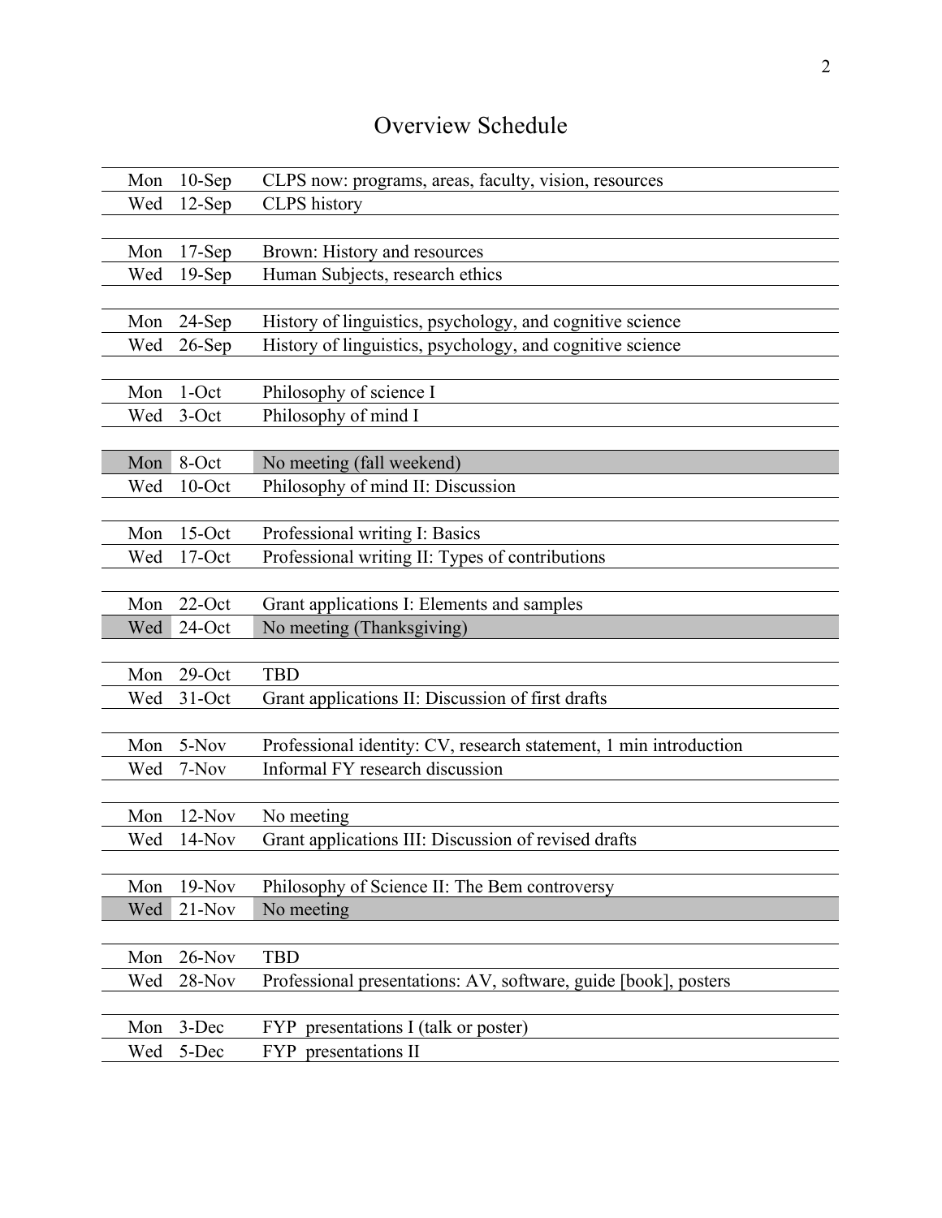# Overview Schedule

| Day | Date | Topic |
|---|---|---|
| Mon | 10-Sep | CLPS now: programs, areas, faculty, vision, resources |
| Wed | 12-Sep | CLPS history |
| | | |
| Mon | 17-Sep | Brown: History and resources |
| Wed | 19-Sep | Human Subjects, research ethics |
| | | |
| Mon | 24-Sep | History of linguistics, psychology, and cognitive science |
| Wed | 26-Sep | History of linguistics, psychology, and cognitive science |
| | | |
| Mon | 1-Oct | Philosophy of science I |
| Wed | 3-Oct | Philosophy of mind I |
| | | |
| Mon | 8-Oct | No meeting (fall weekend) |
| Wed | 10-Oct | Philosophy of mind II: Discussion |
| | | |
| Mon | 15-Oct | Professional writing I: Basics |
| Wed | 17-Oct | Professional writing II: Types of contributions |
| | | |
| Mon | 22-Oct | Grant applications I: Elements and samples |
| Wed | 24-Oct | No meeting (Thanksgiving) |
| | | |
| Mon | 29-Oct | TBD |
| Wed | 31-Oct | Grant applications II: Discussion of first drafts |
| | | |
| Mon | 5-Nov | Professional identity: CV, research statement, 1 min introduction |
| Wed | 7-Nov | Informal FY research discussion |
| | | |
| Mon | 12-Nov | No meeting |
| Wed | 14-Nov | Grant applications III: Discussion of revised drafts |
| | | |
| Mon | 19-Nov | Philosophy of Science II: The Bem controversy |
| Wed | 21-Nov | No meeting |
| | | |
| Mon | 26-Nov | TBD |
| Wed | 28-Nov | Professional presentations: AV, software, guide [book], posters |
| | | |
| Mon | 3-Dec | FYP presentations I (talk or poster) |
| Wed | 5-Dec | FYP presentations II |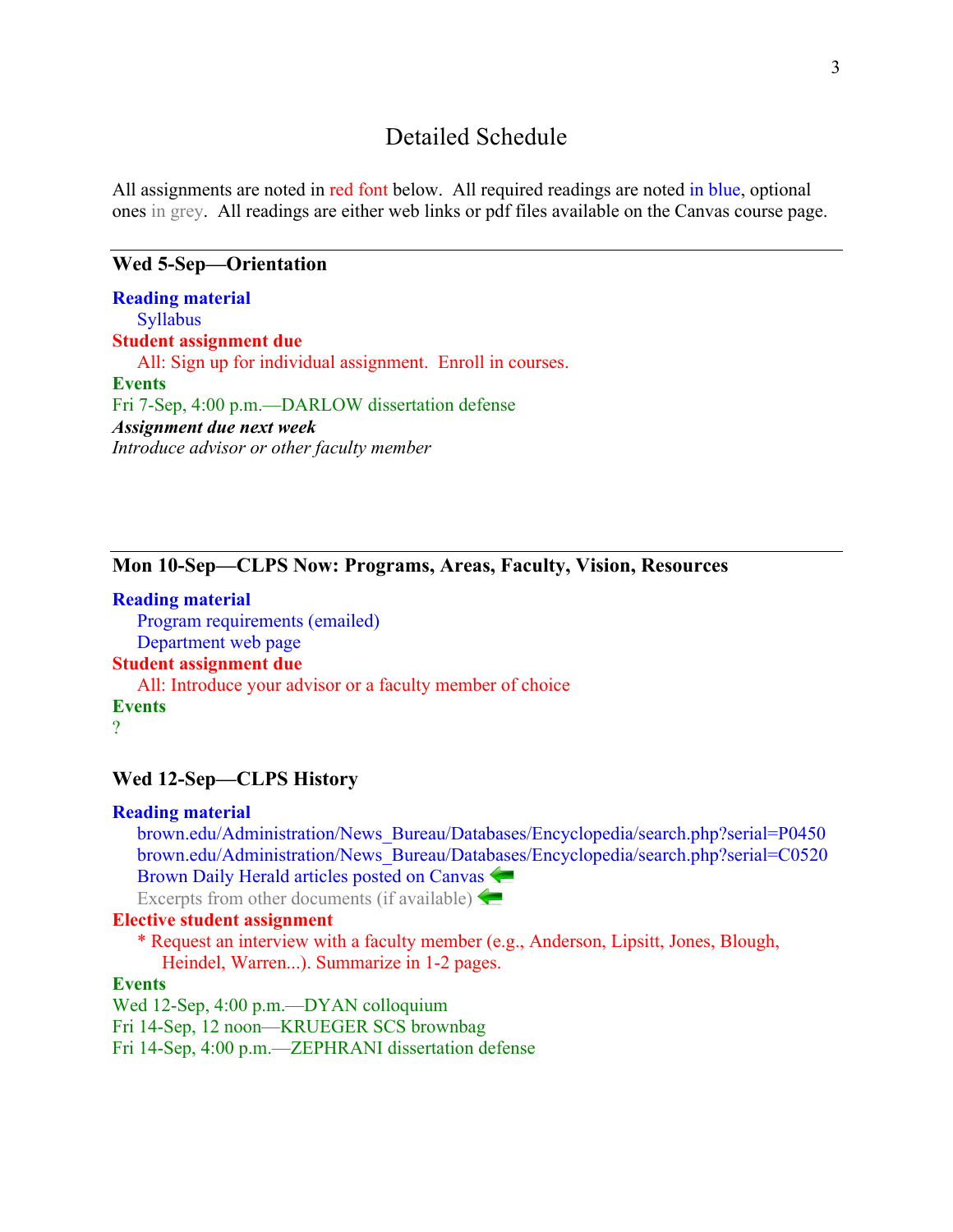# Detailed Schedule

All assignments are noted in red font below. All required readings are noted in blue, optional ones in grey. All readings are either web links or pdf files available on the Canvas course page.

---

### Wed 5-Sep—Orientation

**Reading material**

- Syllabus

**Student assignment due**

- All: Sign up for individual assignment. Enroll in courses.

**Events**

Fri 7-Sep, 4:00 p.m.—DARLOW dissertation defense

***Assignment due next week***

*Introduce advisor or other faculty member*

---

### Mon 10-Sep—CLPS Now: Programs, Areas, Faculty, Vision, Resources

**Reading material**

- Program requirements (emailed)
- Department web page

**Student assignment due**

- All: Introduce your advisor or a faculty member of choice

**Events**

?

### Wed 12-Sep—CLPS History

**Reading material**

- brown.edu/Administration/News_Bureau/Databases/Encyclopedia/search.php?serial=P0450
- brown.edu/Administration/News_Bureau/Databases/Encyclopedia/search.php?serial=C0520
- Brown Daily Herald articles posted on Canvas ⬅
- Excerpts from other documents (if available) ⬅

**Elective student assignment**

- * Request an interview with a faculty member (e.g., Anderson, Lipsitt, Jones, Blough, Heindel, Warren...). Summarize in 1-2 pages.

**Events**

Wed 12-Sep, 4:00 p.m.—DYAN colloquium

Fri 14-Sep, 12 noon—KRUEGER SCS brownbag

Fri 14-Sep, 4:00 p.m.—ZEPHRANI dissertation defense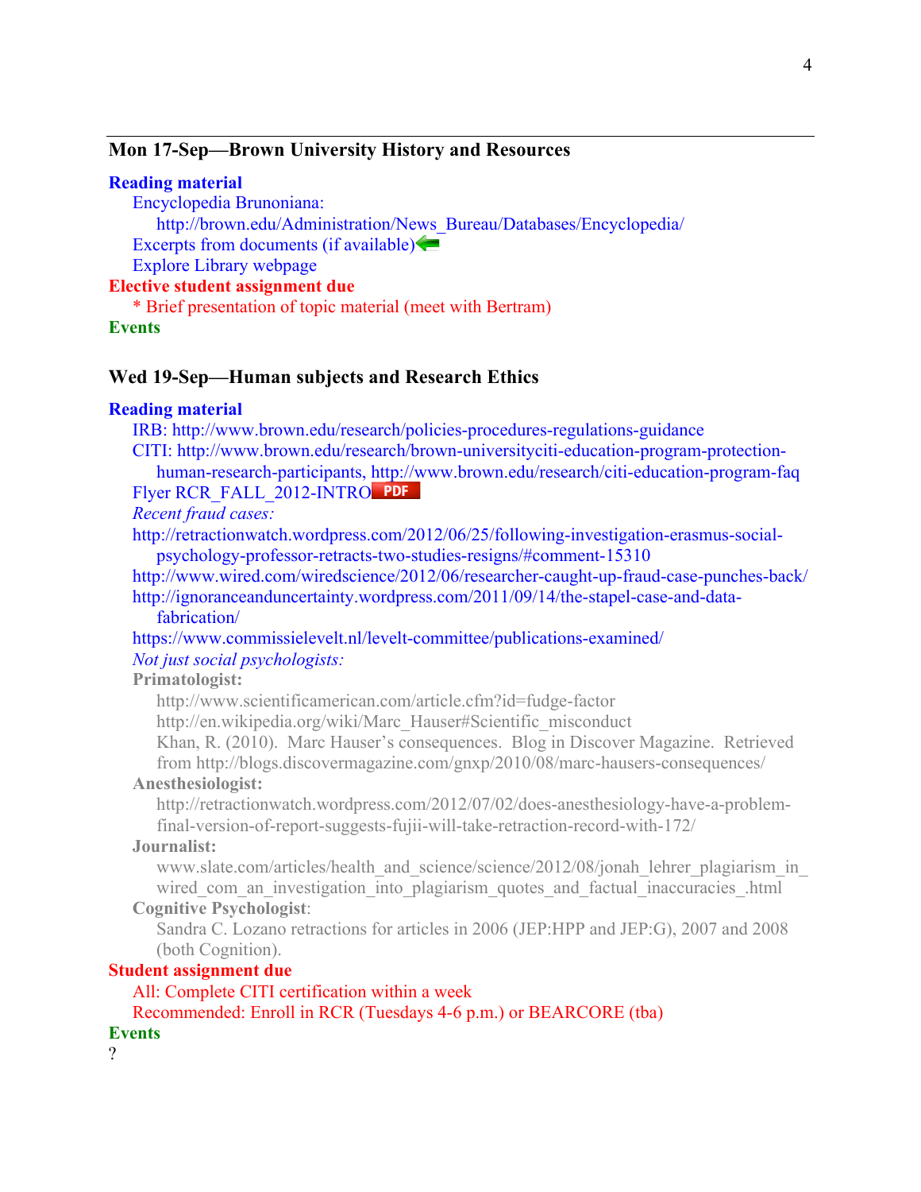## Mon 17-Sep—Brown University History and Resources

**Reading material**

- Encyclopedia Brunoniana:
  - http://brown.edu/Administration/News_Bureau/Databases/Encyclopedia/
- Excerpts from documents (if available)
- Explore Library webpage

**Elective student assignment due**

- * Brief presentation of topic material (meet with Bertram)

**Events**

## Wed 19-Sep—Human subjects and Research Ethics

**Reading material**

IRB: http://www.brown.edu/research/policies-procedures-regulations-guidance

CITI: http://www.brown.edu/research/brown-universityciti-education-program-protection-human-research-participants, http://www.brown.edu/research/citi-education-program-faq

Flyer RCR_FALL_2012-INTRO PDF

*Recent fraud cases:*

http://retractionwatch.wordpress.com/2012/06/25/following-investigation-erasmus-social-psychology-professor-retracts-two-studies-resigns/#comment-15310

http://www.wired.com/wiredscience/2012/06/researcher-caught-up-fraud-case-punches-back/

http://ignoranceanduncertainty.wordpress.com/2011/09/14/the-stapel-case-and-data-fabrication/

https://www.commissielevelt.nl/levelt-committee/publications-examined/

*Not just social psychologists:*

**Primatologist:**

http://www.scientificamerican.com/article.cfm?id=fudge-factor

http://en.wikipedia.org/wiki/Marc_Hauser#Scientific_misconduct

Khan, R. (2010). Marc Hauser's consequences. Blog in Discover Magazine. Retrieved from http://blogs.discovermagazine.com/gnxp/2010/08/marc-hausers-consequences/

**Anesthesiologist:**

http://retractionwatch.wordpress.com/2012/07/02/does-anesthesiology-have-a-problem-final-version-of-report-suggests-fujii-will-take-retraction-record-with-172/

**Journalist:**

www.slate.com/articles/health_and_science/science/2012/08/jonah_lehrer_plagiarism_in_wired_com_an_investigation_into_plagiarism_quotes_and_factual_inaccuracies_.html

**Cognitive Psychologist**:

Sandra C. Lozano retractions for articles in 2006 (JEP:HPP and JEP:G), 2007 and 2008 (both Cognition).

**Student assignment due**

- All: Complete CITI certification within a week
- Recommended: Enroll in RCR (Tuesdays 4-6 p.m.) or BEARCORE (tba)

**Events**

?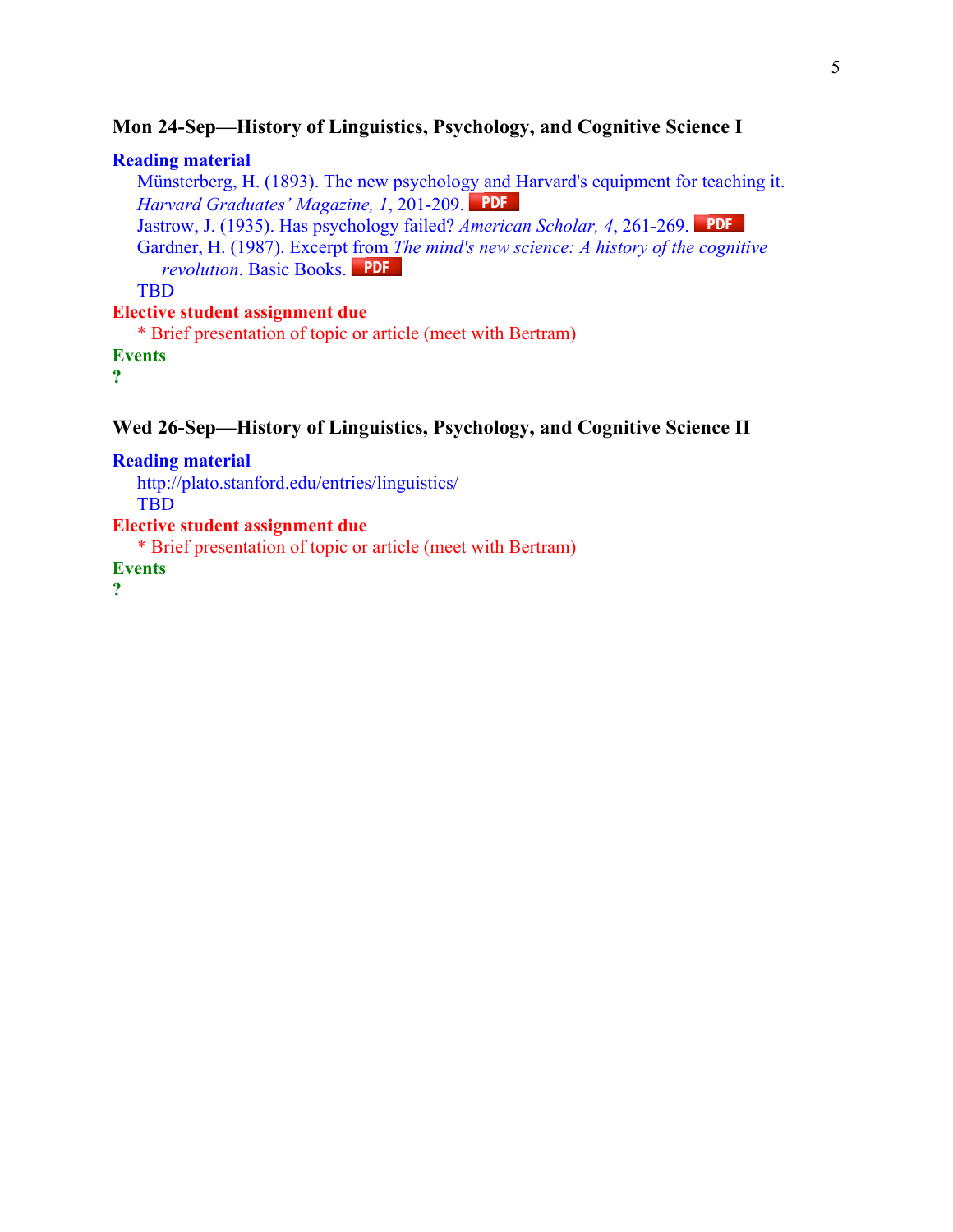### Mon 24-Sep—History of Linguistics, Psychology, and Cognitive Science I

**Reading material**

Münsterberg, H. (1893). The new psychology and Harvard's equipment for teaching it. *Harvard Graduates' Magazine, 1*, 201-209. PDF

Jastrow, J. (1935). Has psychology failed? *American Scholar, 4*, 261-269. PDF

Gardner, H. (1987). Excerpt from *The mind's new science: A history of the cognitive revolution*. Basic Books. PDF

TBD

**Elective student assignment due**

* Brief presentation of topic or article (meet with Bertram)

**Events**

**?**

### Wed 26-Sep—History of Linguistics, Psychology, and Cognitive Science II

**Reading material**

http://plato.stanford.edu/entries/linguistics/

TBD

**Elective student assignment due**

* Brief presentation of topic or article (meet with Bertram)

**Events**

**?**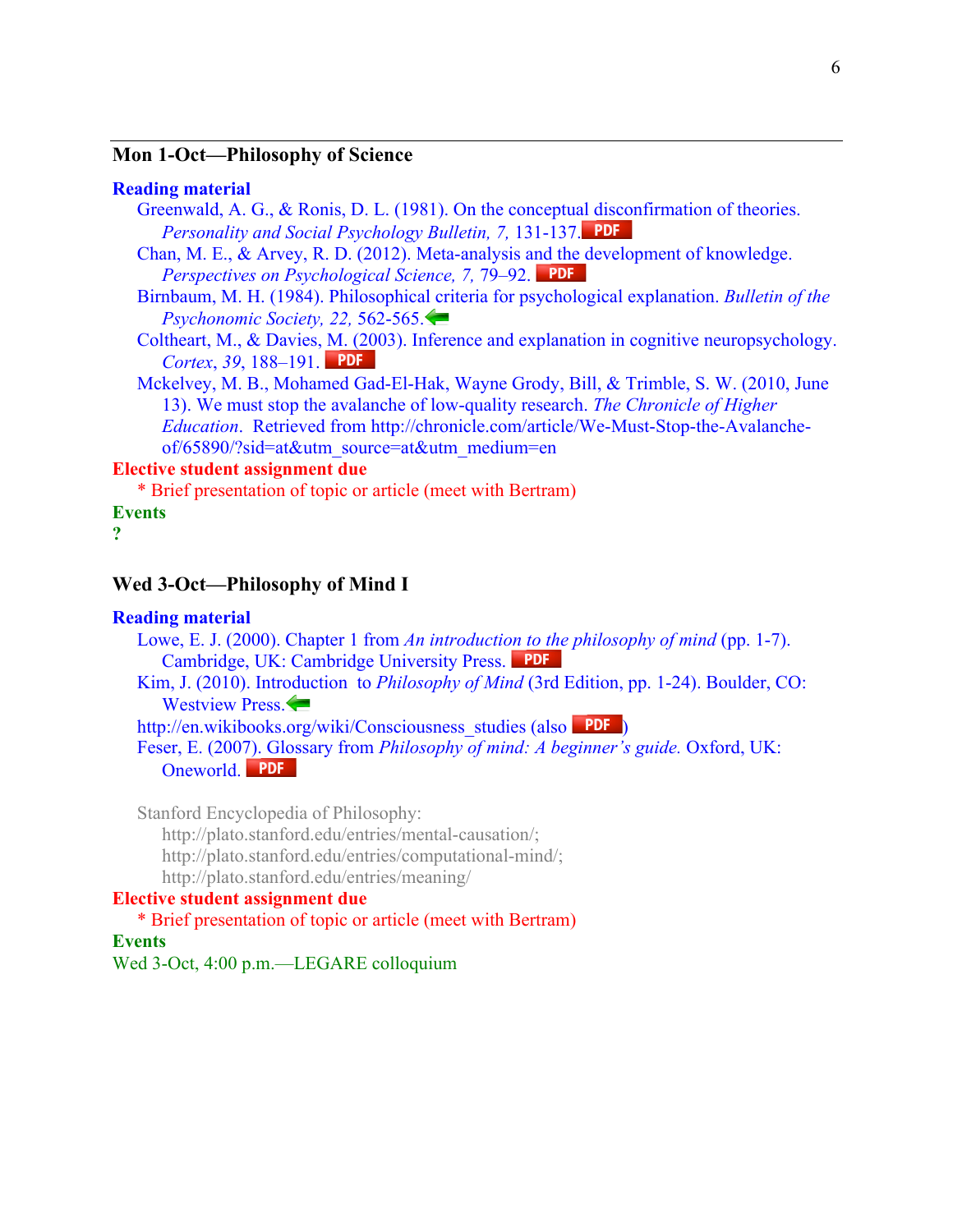## Mon 1-Oct—Philosophy of Science

**Reading material**

- Greenwald, A. G., & Ronis, D. L. (1981). On the conceptual disconfirmation of theories. *Personality and Social Psychology Bulletin, 7,* 131-137. PDF
- Chan, M. E., & Arvey, R. D. (2012). Meta-analysis and the development of knowledge. *Perspectives on Psychological Science, 7,* 79–92. PDF
- Birnbaum, M. H. (1984). Philosophical criteria for psychological explanation. *Bulletin of the Psychonomic Society, 22,* 562-565.
- Coltheart, M., & Davies, M. (2003). Inference and explanation in cognitive neuropsychology. *Cortex*, *39*, 188–191. PDF
- Mckelvey, M. B., Mohamed Gad-El-Hak, Wayne Grody, Bill, & Trimble, S. W. (2010, June 13). We must stop the avalanche of low-quality research. *The Chronicle of Higher Education*. Retrieved from http://chronicle.com/article/We-Must-Stop-the-Avalanche-of/65890/?sid=at&utm_source=at&utm_medium=en

**Elective student assignment due**

- * Brief presentation of topic or article (meet with Bertram)

**Events**

**?**

## Wed 3-Oct—Philosophy of Mind I

**Reading material**

- Lowe, E. J. (2000). Chapter 1 from *An introduction to the philosophy of mind* (pp. 1-7). Cambridge, UK: Cambridge University Press. PDF
- Kim, J. (2010). Introduction to *Philosophy of Mind* (3rd Edition, pp. 1-24). Boulder, CO: Westview Press.
- http://en.wikibooks.org/wiki/Consciousness_studies (also PDF)
- Feser, E. (2007). Glossary from *Philosophy of mind: A beginner's guide.* Oxford, UK: Oneworld. PDF

Stanford Encyclopedia of Philosophy:
http://plato.stanford.edu/entries/mental-causation/;
http://plato.stanford.edu/entries/computational-mind/;
http://plato.stanford.edu/entries/meaning/

**Elective student assignment due**

- * Brief presentation of topic or article (meet with Bertram)

**Events**

Wed 3-Oct, 4:00 p.m.—LEGARE colloquium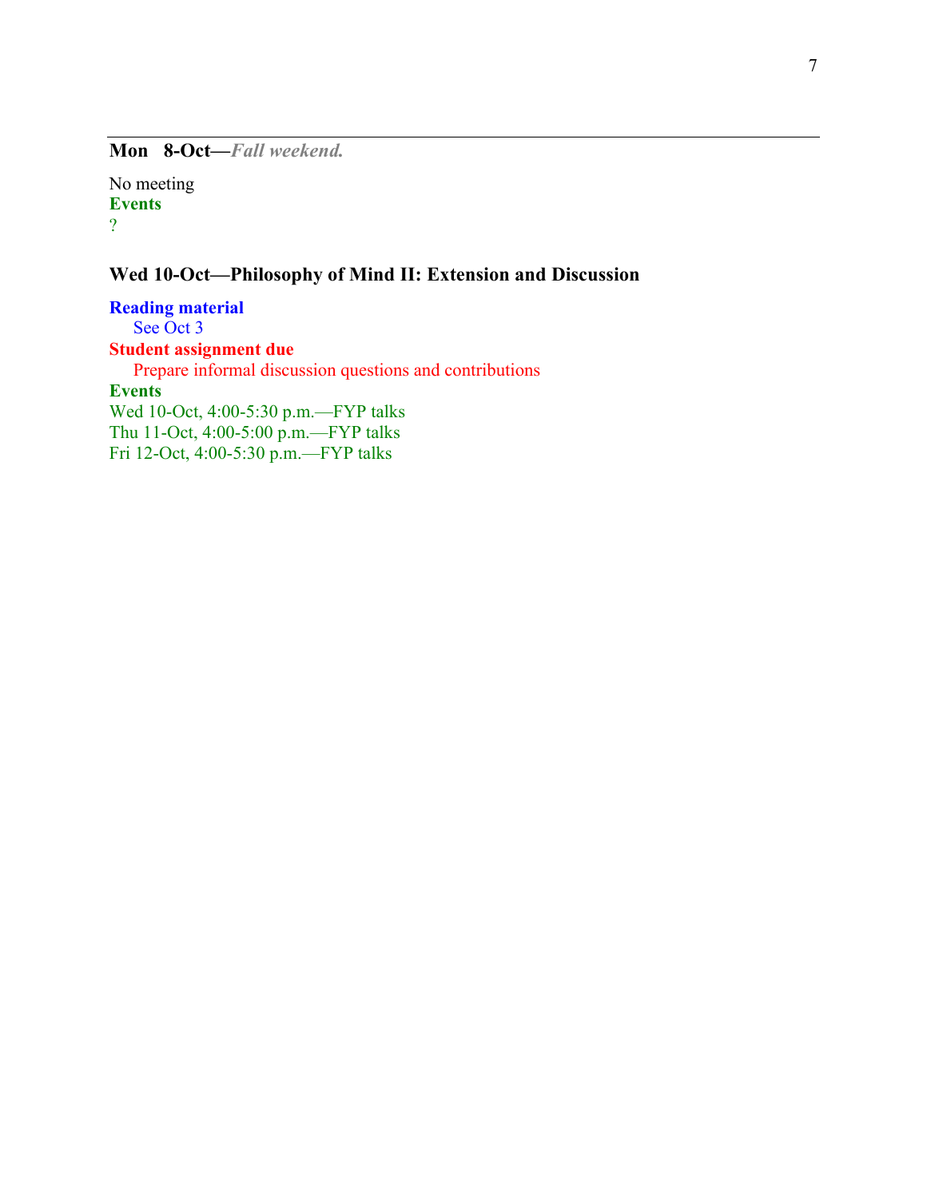### Mon 8-Oct—*Fall weekend.*

No meeting

**Events**

?

### Wed 10-Oct—Philosophy of Mind II: Extension and Discussion

**Reading material**

See Oct 3

**Student assignment due**

Prepare informal discussion questions and contributions

**Events**

Wed 10-Oct, 4:00-5:30 p.m.—FYP talks
Thu 11-Oct, 4:00-5:00 p.m.—FYP talks
Fri 12-Oct, 4:00-5:30 p.m.—FYP talks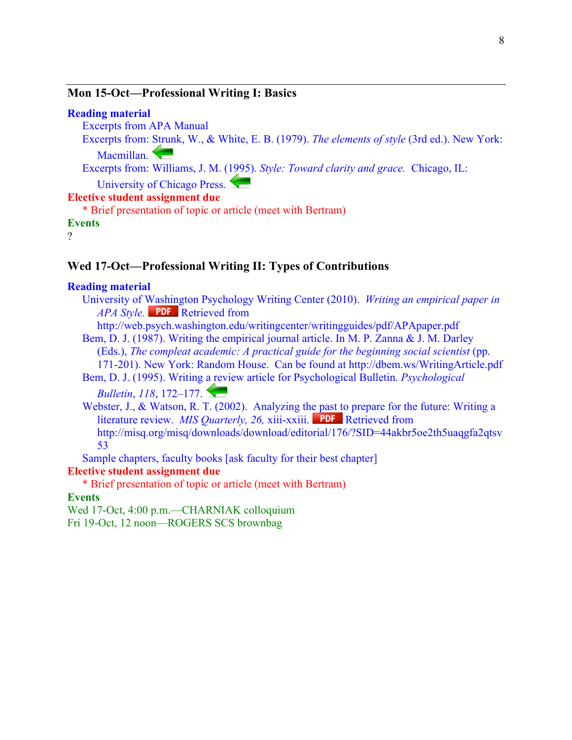## Mon 15-Oct—Professional Writing I: Basics

**Reading material**

Excerpts from APA Manual

Excerpts from: Strunk, W., & White, E. B. (1979). *The elements of style* (3rd ed.). New York: Macmillan.

Excerpts from: Williams, J. M. (1995). *Style: Toward clarity and grace.* Chicago, IL: University of Chicago Press.

**Elective student assignment due**

* Brief presentation of topic or article (meet with Bertram)

**Events**

?

## Wed 17-Oct—Professional Writing II: Types of Contributions

**Reading material**

University of Washington Psychology Writing Center (2010). *Writing an empirical paper in APA Style.* PDF Retrieved from http://web.psych.washington.edu/writingcenter/writingguides/pdf/APApaper.pdf

Bem, D. J. (1987). Writing the empirical journal article. In M. P. Zanna & J. M. Darley (Eds.), *The compleat academic: A practical guide for the beginning social scientist* (pp. 171-201). New York: Random House. Can be found at http://dbem.ws/WritingArticle.pdf

Bem, D. J. (1995). Writing a review article for Psychological Bulletin. *Psychological Bulletin*, *118*, 172–177.

Webster, J., & Watson, R. T. (2002). Analyzing the past to prepare for the future: Writing a literature review. *MIS Quarterly, 26,* xiii-xxiii. PDF Retrieved from http://misq.org/misq/downloads/download/editorial/176/?SID=44akbr5oe2th5uaqgfa2qtsv53

Sample chapters, faculty books [ask faculty for their best chapter]

**Elective student assignment due**

* Brief presentation of topic or article (meet with Bertram)

**Events**

Wed 17-Oct, 4:00 p.m.—CHARNIAK colloquium

Fri 19-Oct, 12 noon—ROGERS SCS brownbag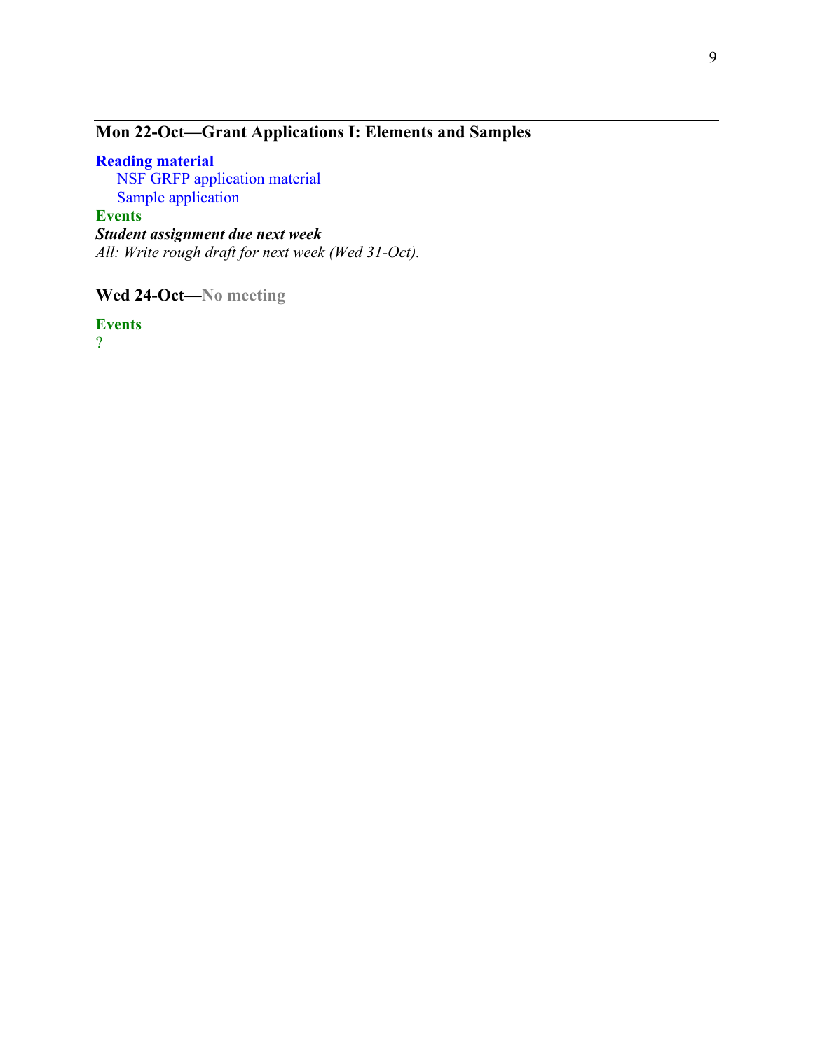## Mon 22-Oct—Grant Applications I: Elements and Samples

**Reading material**

NSF GRFP application material
Sample application

**Events**

***Student assignment due next week***

*All: Write rough draft for next week (Wed 31-Oct).*

## Wed 24-Oct—No meeting

**Events**

?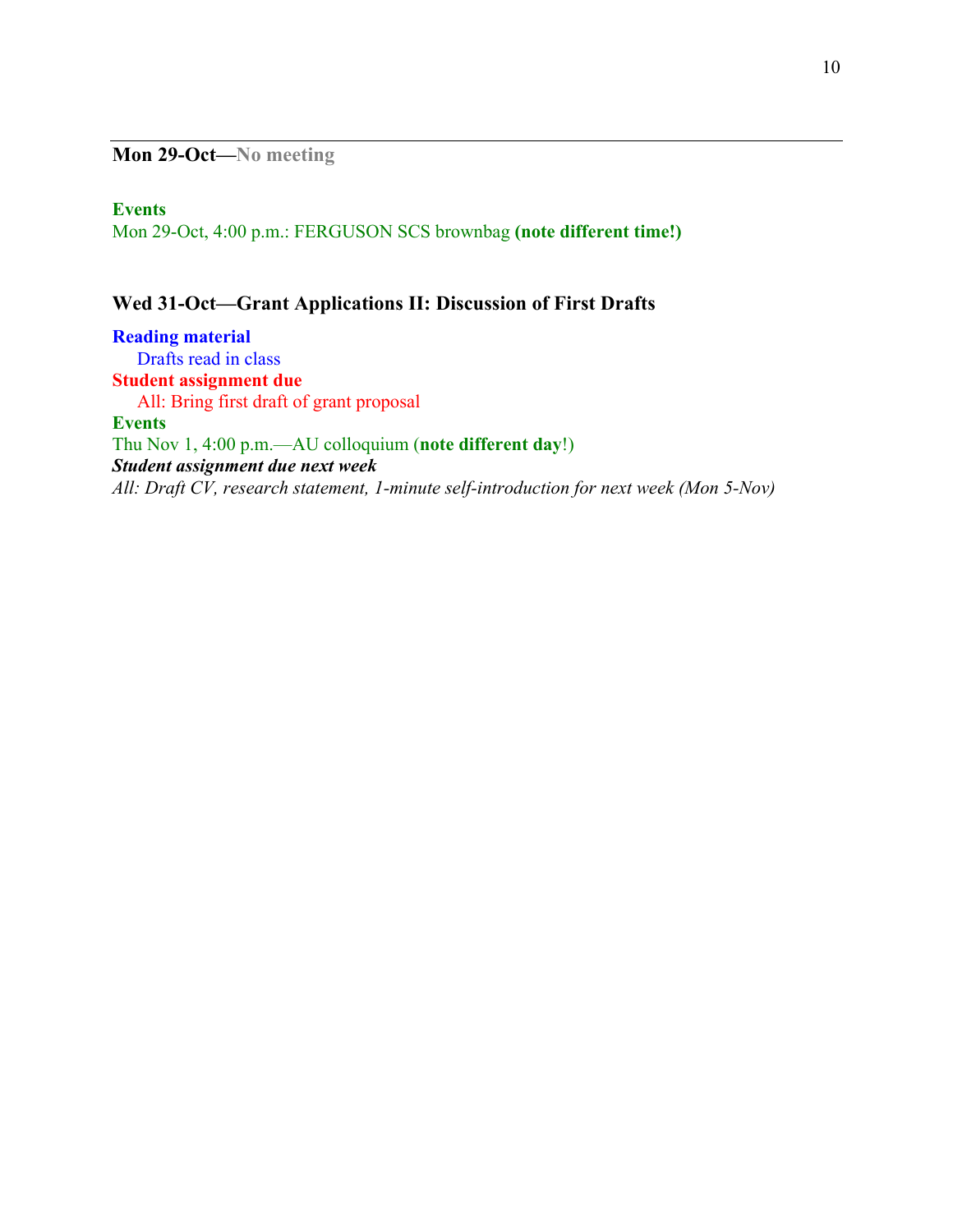**Mon 29-Oct—No meeting**

**Events**

Mon 29-Oct, 4:00 p.m.: FERGUSON SCS brownbag **(note different time!)**

**Wed 31-Oct—Grant Applications II: Discussion of First Drafts**

**Reading material**

Drafts read in class

**Student assignment due**

All: Bring first draft of grant proposal

**Events**

Thu Nov 1, 4:00 p.m.—AU colloquium (**note different day**!)

***Student assignment due next week***

*All: Draft CV, research statement, 1-minute self-introduction for next week (Mon 5-Nov)*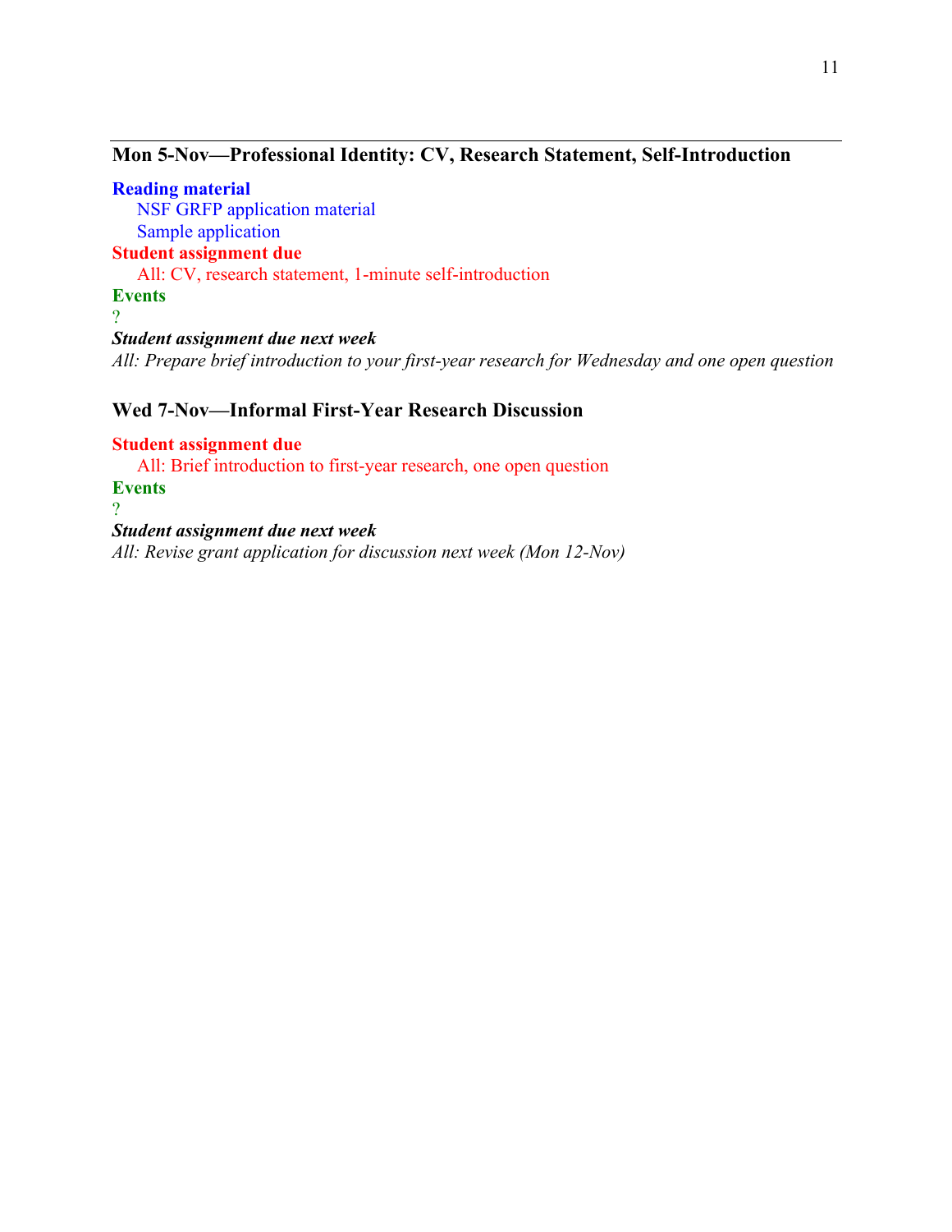## Mon 5-Nov—Professional Identity: CV, Research Statement, Self-Introduction

**Reading material**

- NSF GRFP application material
- Sample application

**Student assignment due**

- All: CV, research statement, 1-minute self-introduction

**Events**

?

***Student assignment due next week***

*All: Prepare brief introduction to your first-year research for Wednesday and one open question*

## Wed 7-Nov—Informal First-Year Research Discussion

**Student assignment due**

- All: Brief introduction to first-year research, one open question

**Events**

?

***Student assignment due next week***

*All: Revise grant application for discussion next week (Mon 12-Nov)*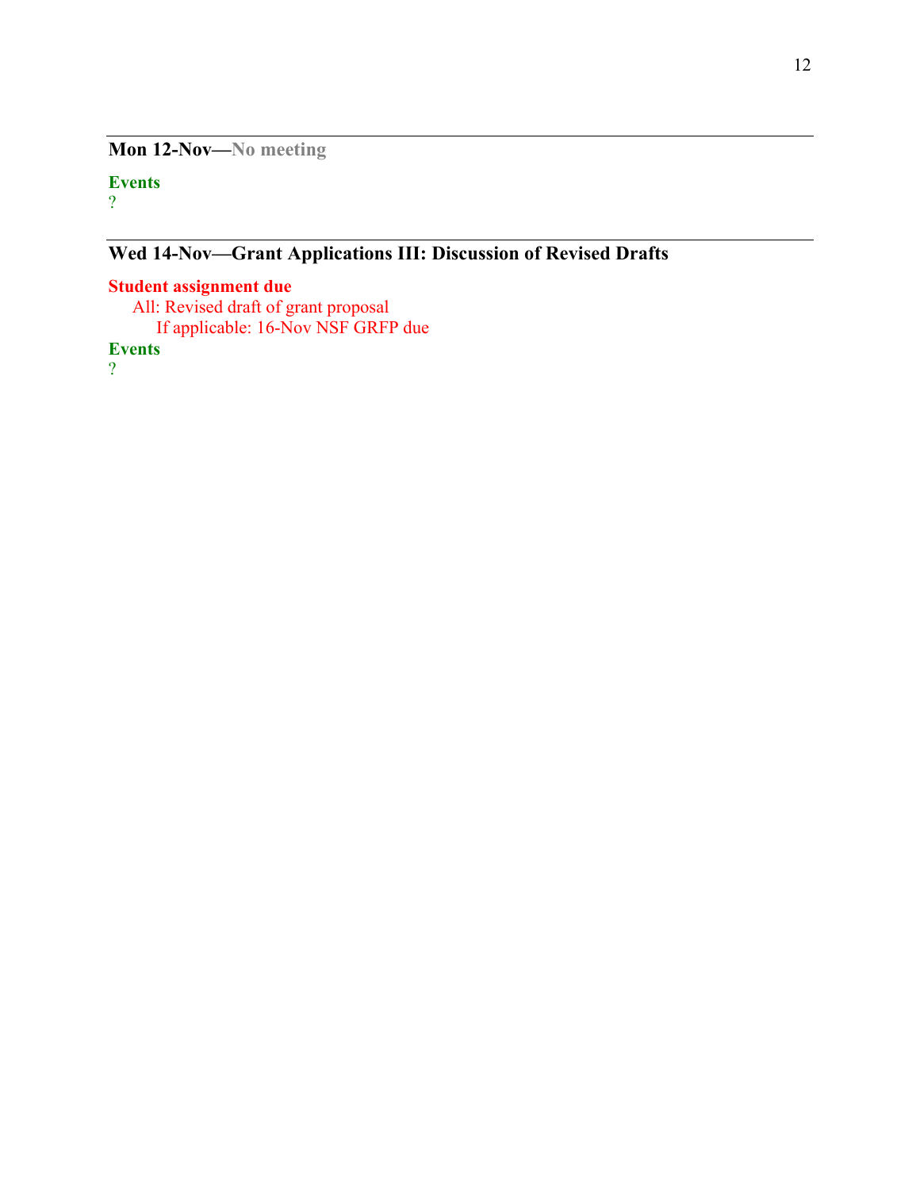---

### Mon 12-Nov—No meeting

**Events**

?

---

### Wed 14-Nov—Grant Applications III: Discussion of Revised Drafts

**Student assignment due**

- All: Revised draft of grant proposal
  - If applicable: 16-Nov NSF GRFP due

**Events**

?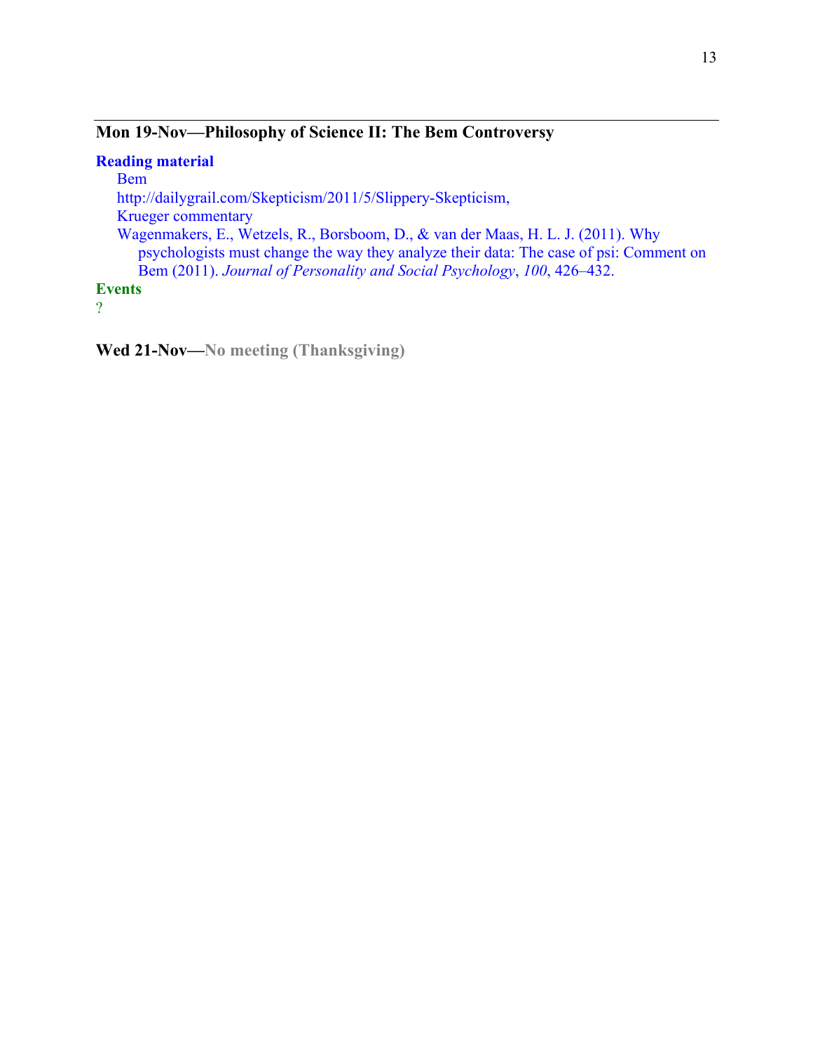## Mon 19-Nov—Philosophy of Science II: The Bem Controversy

**Reading material**

- Bem
- http://dailygrail.com/Skepticism/2011/5/Slippery-Skepticism,
- Krueger commentary
- Wagenmakers, E., Wetzels, R., Borsboom, D., & van der Maas, H. L. J. (2011). Why psychologists must change the way they analyze their data: The case of psi: Comment on Bem (2011). *Journal of Personality and Social Psychology*, *100*, 426–432.

**Events**

?

## Wed 21-Nov—No meeting (Thanksgiving)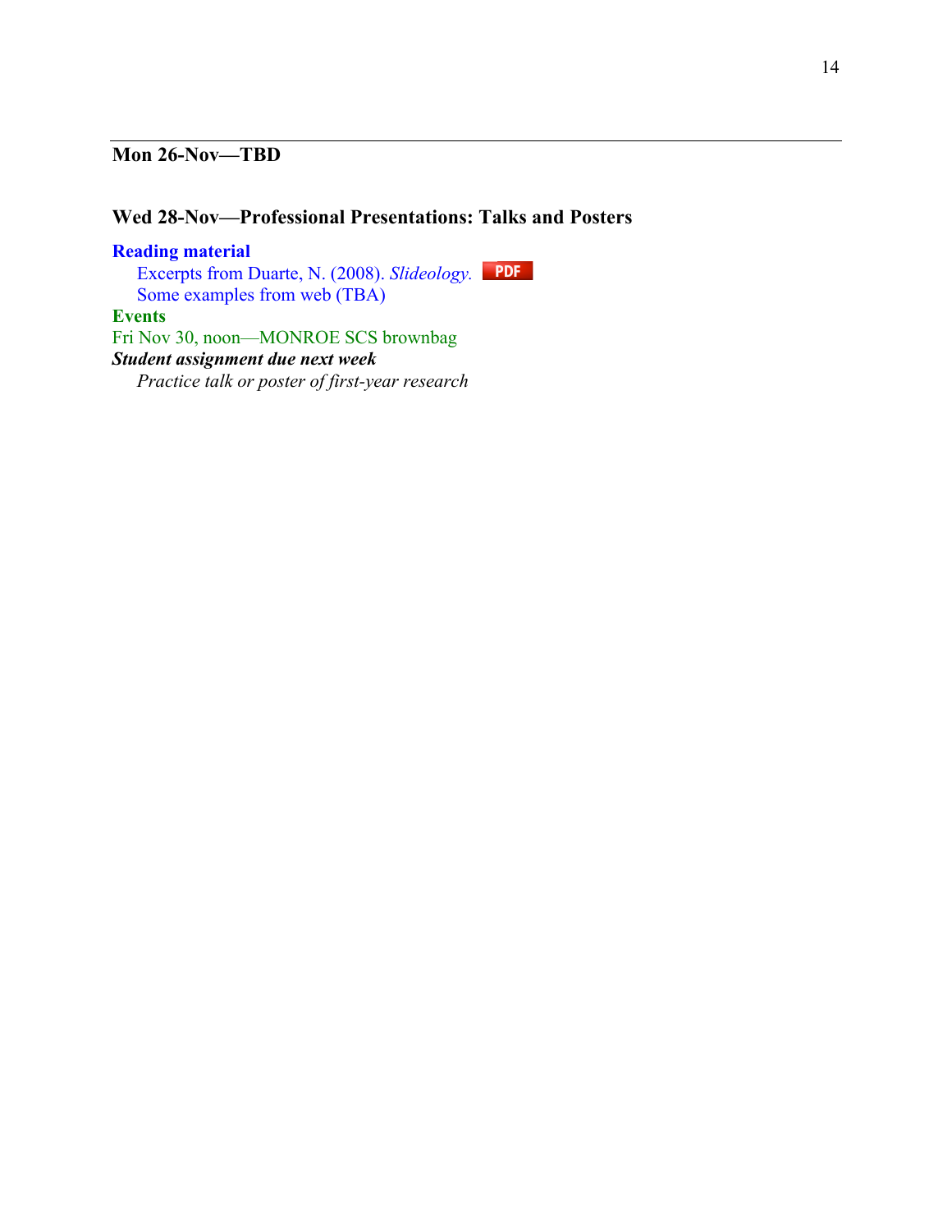### Mon 26-Nov—TBD

### Wed 28-Nov—Professional Presentations: Talks and Posters

**Reading material**

Excerpts from Duarte, N. (2008). *Slideology.* PDF

Some examples from web (TBA)

**Events**

Fri Nov 30, noon—MONROE SCS brownbag

***Student assignment due next week***

*Practice talk or poster of first-year research*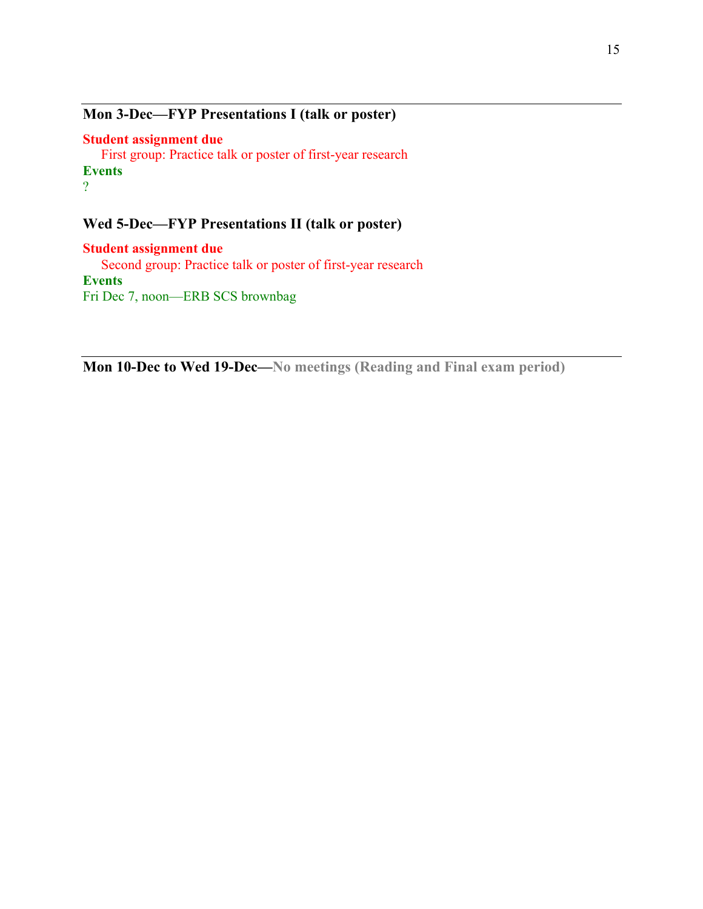### Mon 3-Dec—FYP Presentations I (talk or poster)

**Student assignment due**

First group: Practice talk or poster of first-year research

**Events**

?

### Wed 5-Dec—FYP Presentations II (talk or poster)

**Student assignment due**

Second group: Practice talk or poster of first-year research

**Events**

Fri Dec 7, noon—ERB SCS brownbag

### Mon 10-Dec to Wed 19-Dec—No meetings (Reading and Final exam period)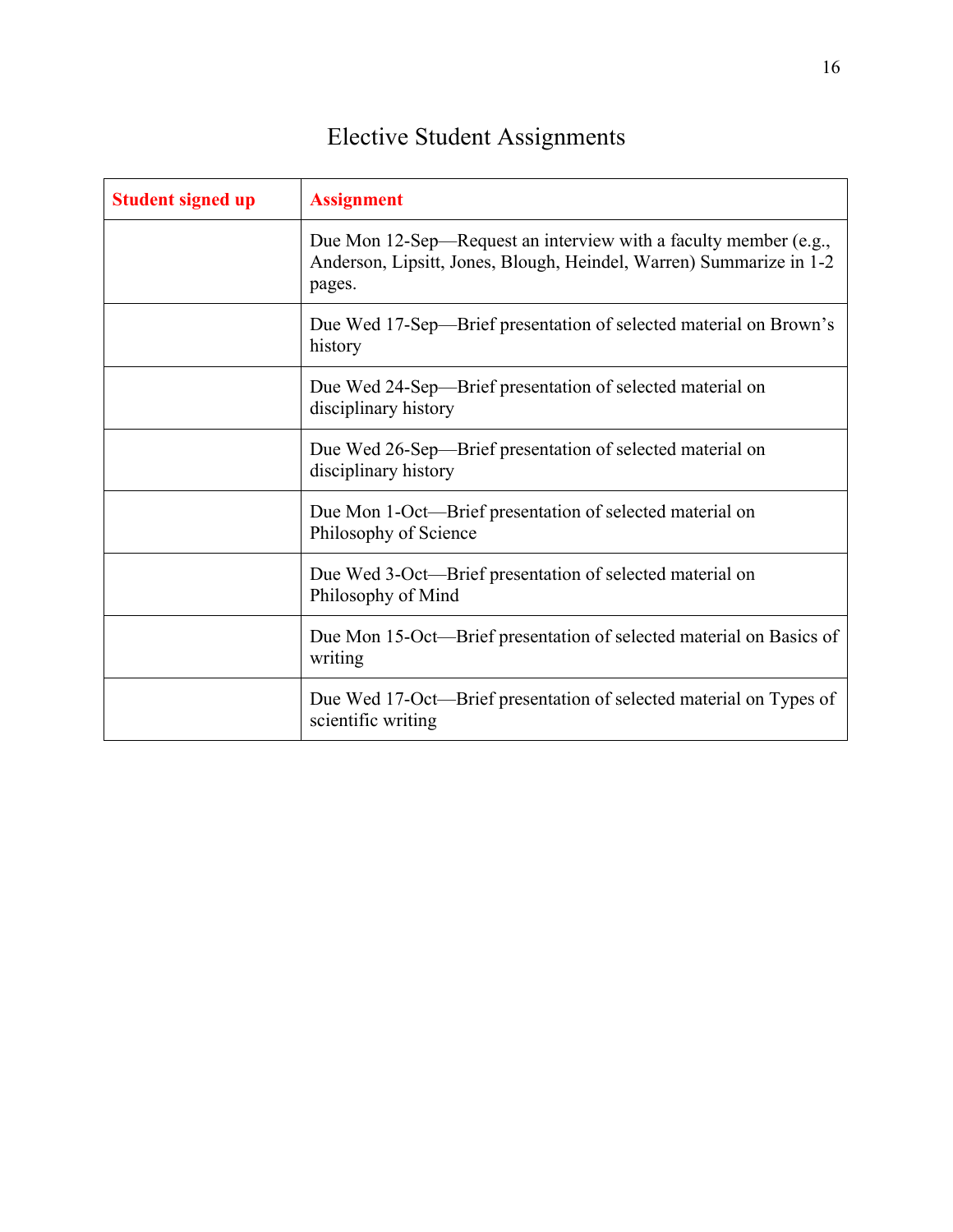# Elective Student Assignments

| **Student signed up** | **Assignment** |
|---|---|
| | Due Mon 12-Sep—Request an interview with a faculty member (e.g., Anderson, Lipsitt, Jones, Blough, Heindel, Warren) Summarize in 1-2 pages. |
| | Due Wed 17-Sep—Brief presentation of selected material on Brown's history |
| | Due Wed 24-Sep—Brief presentation of selected material on disciplinary history |
| | Due Wed 26-Sep—Brief presentation of selected material on disciplinary history |
| | Due Mon 1-Oct—Brief presentation of selected material on Philosophy of Science |
| | Due Wed 3-Oct—Brief presentation of selected material on Philosophy of Mind |
| | Due Mon 15-Oct—Brief presentation of selected material on Basics of writing |
| | Due Wed 17-Oct—Brief presentation of selected material on Types of scientific writing |